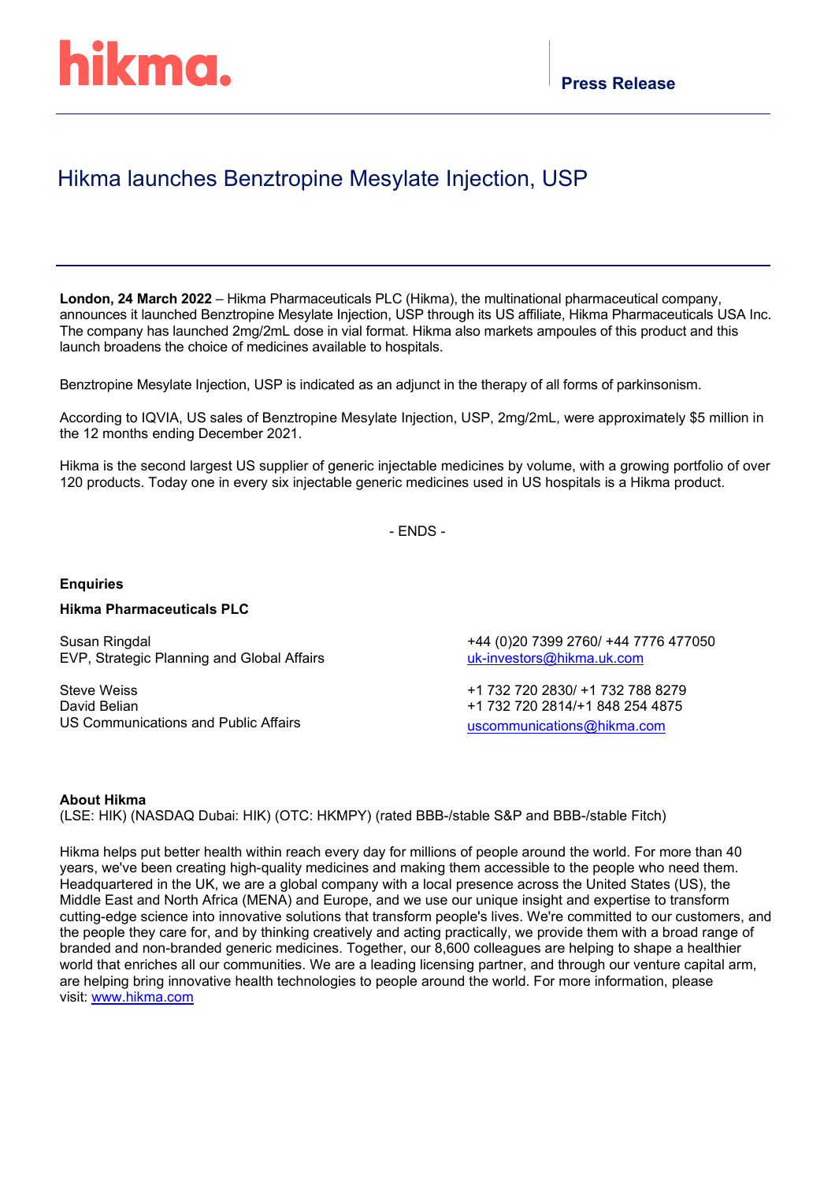hikma.

**Press Release**

# Hikma launches Benztropine Mesylate Injection, USP

**London, 24 March 2022** – Hikma Pharmaceuticals PLC (Hikma), the multinational pharmaceutical company, announces it launched Benztropine Mesylate Injection, USP through its US affiliate, Hikma Pharmaceuticals USA Inc. The company has launched 2mg/2mL dose in vial format. Hikma also markets ampoules of this product and this launch broadens the choice of medicines available to hospitals.

Benztropine Mesylate Injection, USP is indicated as an adjunct in the therapy of all forms of parkinsonism.

According to IQVIA, US sales of Benztropine Mesylate Injection, USP, 2mg/2mL, were approximately $5 million in the 12 months ending December 2021.

Hikma is the second largest US supplier of generic injectable medicines by volume, with a growing portfolio of over 120 products. Today one in every six injectable generic medicines used in US hospitals is a Hikma product.

- ENDS -

**Enquiries**

**Hikma Pharmaceuticals PLC**

Susan Ringdal
EVP, Strategic Planning and Global Affairs
+44 (0)20 7399 2760/ +44 7776 477050
uk-investors@hikma.uk.com

Steve Weiss
David Belian
US Communications and Public Affairs
+1 732 720 2830/ +1 732 788 8279
+1 732 720 2814/+1 848 254 4875
uscommunications@hikma.com

**About Hikma**
(LSE: HIK) (NASDAQ Dubai: HIK) (OTC: HKMPY) (rated BBB-/stable S&P and BBB-/stable Fitch)

Hikma helps put better health within reach every day for millions of people around the world. For more than 40 years, we've been creating high-quality medicines and making them accessible to the people who need them. Headquartered in the UK, we are a global company with a local presence across the United States (US), the Middle East and North Africa (MENA) and Europe, and we use our unique insight and expertise to transform cutting-edge science into innovative solutions that transform people's lives. We're committed to our customers, and the people they care for, and by thinking creatively and acting practically, we provide them with a broad range of branded and non-branded generic medicines. Together, our 8,600 colleagues are helping to shape a healthier world that enriches all our communities. We are a leading licensing partner, and through our venture capital arm, are helping bring innovative health technologies to people around the world. For more information, please visit: www.hikma.com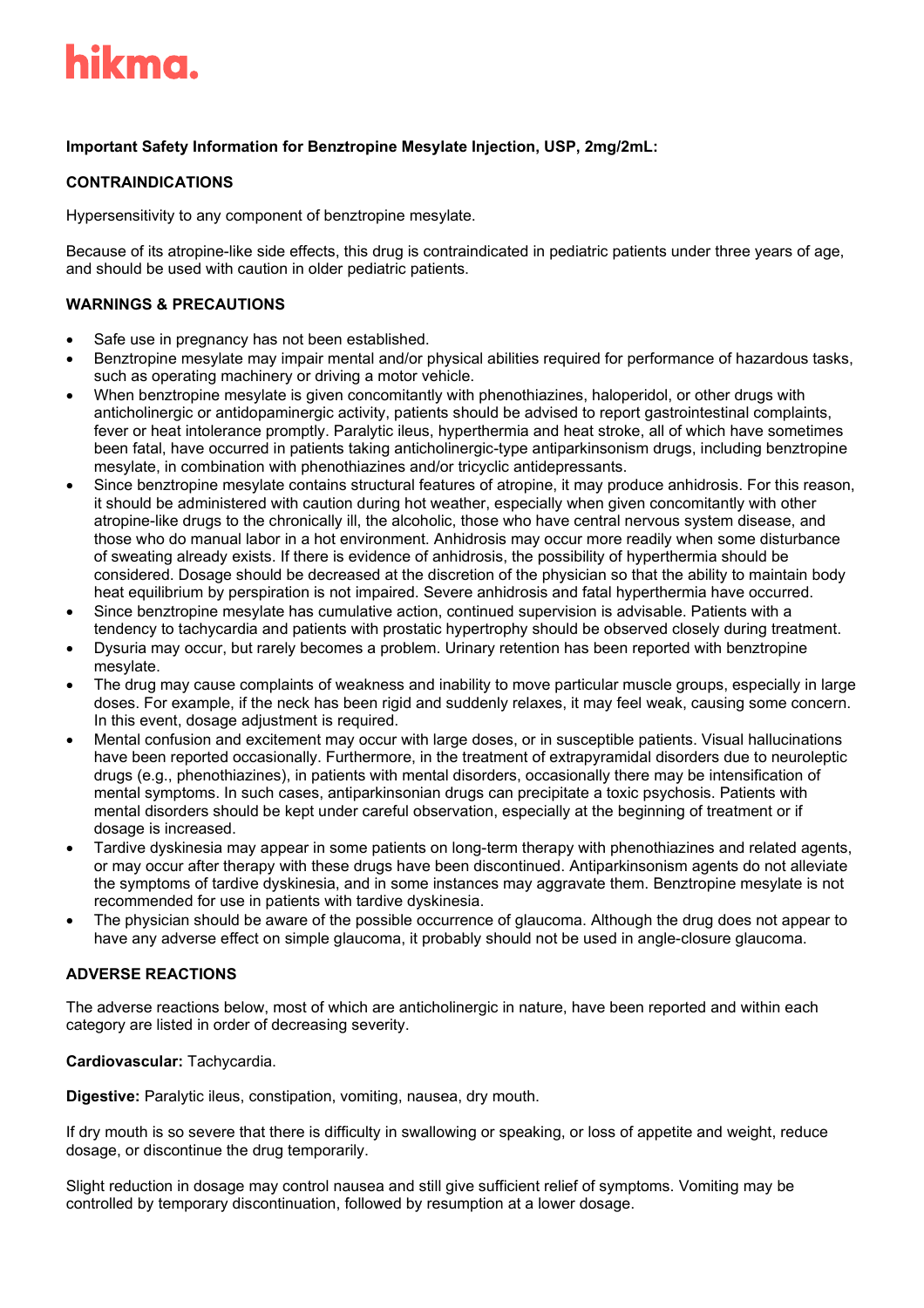**Important Safety Information for Benztropine Mesylate Injection, USP, 2mg/2mL:**

**CONTRAINDICATIONS**

Hypersensitivity to any component of benztropine mesylate.

Because of its atropine-like side effects, this drug is contraindicated in pediatric patients under three years of age, and should be used with caution in older pediatric patients.

**WARNINGS & PRECAUTIONS**

- Safe use in pregnancy has not been established.
- Benztropine mesylate may impair mental and/or physical abilities required for performance of hazardous tasks, such as operating machinery or driving a motor vehicle.
- When benztropine mesylate is given concomitantly with phenothiazines, haloperidol, or other drugs with anticholinergic or antidopaminergic activity, patients should be advised to report gastrointestinal complaints, fever or heat intolerance promptly. Paralytic ileus, hyperthermia and heat stroke, all of which have sometimes been fatal, have occurred in patients taking anticholinergic-type antiparkinsonism drugs, including benztropine mesylate, in combination with phenothiazines and/or tricyclic antidepressants.
- Since benztropine mesylate contains structural features of atropine, it may produce anhidrosis. For this reason, it should be administered with caution during hot weather, especially when given concomitantly with other atropine-like drugs to the chronically ill, the alcoholic, those who have central nervous system disease, and those who do manual labor in a hot environment. Anhidrosis may occur more readily when some disturbance of sweating already exists. If there is evidence of anhidrosis, the possibility of hyperthermia should be considered. Dosage should be decreased at the discretion of the physician so that the ability to maintain body heat equilibrium by perspiration is not impaired. Severe anhidrosis and fatal hyperthermia have occurred.
- Since benztropine mesylate has cumulative action, continued supervision is advisable. Patients with a tendency to tachycardia and patients with prostatic hypertrophy should be observed closely during treatment.
- Dysuria may occur, but rarely becomes a problem. Urinary retention has been reported with benztropine mesylate.
- The drug may cause complaints of weakness and inability to move particular muscle groups, especially in large doses. For example, if the neck has been rigid and suddenly relaxes, it may feel weak, causing some concern. In this event, dosage adjustment is required.
- Mental confusion and excitement may occur with large doses, or in susceptible patients. Visual hallucinations have been reported occasionally. Furthermore, in the treatment of extrapyramidal disorders due to neuroleptic drugs (e.g., phenothiazines), in patients with mental disorders, occasionally there may be intensification of mental symptoms. In such cases, antiparkinsonian drugs can precipitate a toxic psychosis. Patients with mental disorders should be kept under careful observation, especially at the beginning of treatment or if dosage is increased.
- Tardive dyskinesia may appear in some patients on long-term therapy with phenothiazines and related agents, or may occur after therapy with these drugs have been discontinued. Antiparkinsonism agents do not alleviate the symptoms of tardive dyskinesia, and in some instances may aggravate them. Benztropine mesylate is not recommended for use in patients with tardive dyskinesia.
- The physician should be aware of the possible occurrence of glaucoma. Although the drug does not appear to have any adverse effect on simple glaucoma, it probably should not be used in angle-closure glaucoma.

**ADVERSE REACTIONS**

The adverse reactions below, most of which are anticholinergic in nature, have been reported and within each category are listed in order of decreasing severity.

**Cardiovascular:** Tachycardia.

**Digestive:** Paralytic ileus, constipation, vomiting, nausea, dry mouth.

If dry mouth is so severe that there is difficulty in swallowing or speaking, or loss of appetite and weight, reduce dosage, or discontinue the drug temporarily.

Slight reduction in dosage may control nausea and still give sufficient relief of symptoms. Vomiting may be controlled by temporary discontinuation, followed by resumption at a lower dosage.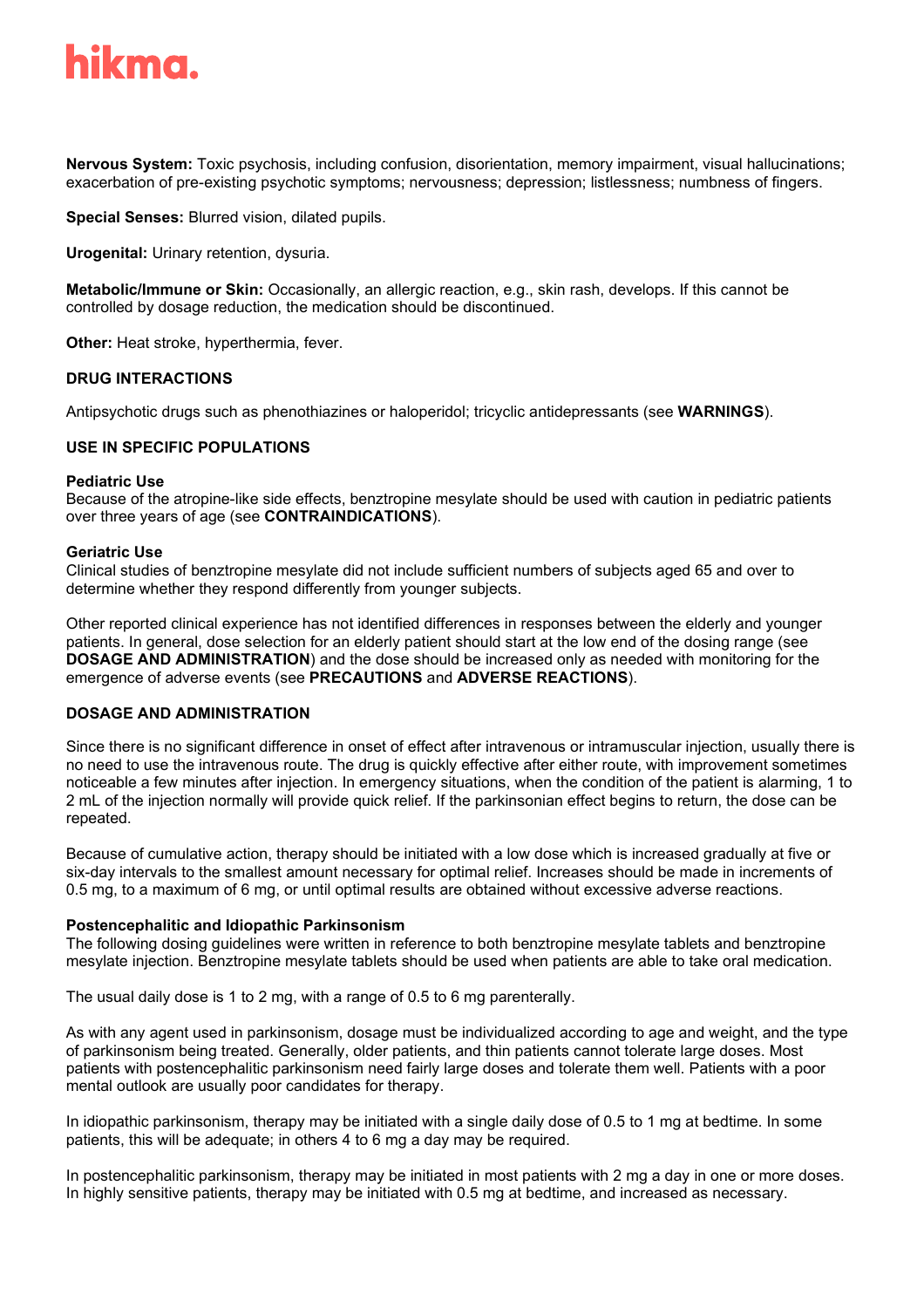**Nervous System:** Toxic psychosis, including confusion, disorientation, memory impairment, visual hallucinations; exacerbation of pre-existing psychotic symptoms; nervousness; depression; listlessness; numbness of fingers.

**Special Senses:** Blurred vision, dilated pupils.

**Urogenital:** Urinary retention, dysuria.

**Metabolic/Immune or Skin:** Occasionally, an allergic reaction, e.g., skin rash, develops. If this cannot be controlled by dosage reduction, the medication should be discontinued.

**Other:** Heat stroke, hyperthermia, fever.

## DRUG INTERACTIONS

Antipsychotic drugs such as phenothiazines or haloperidol; tricyclic antidepressants (see **WARNINGS**).

## USE IN SPECIFIC POPULATIONS

### Pediatric Use

Because of the atropine-like side effects, benztropine mesylate should be used with caution in pediatric patients over three years of age (see **CONTRAINDICATIONS**).

### Geriatric Use

Clinical studies of benztropine mesylate did not include sufficient numbers of subjects aged 65 and over to determine whether they respond differently from younger subjects.

Other reported clinical experience has not identified differences in responses between the elderly and younger patients. In general, dose selection for an elderly patient should start at the low end of the dosing range (see **DOSAGE AND ADMINISTRATION**) and the dose should be increased only as needed with monitoring for the emergence of adverse events (see **PRECAUTIONS** and **ADVERSE REACTIONS**).

## DOSAGE AND ADMINISTRATION

Since there is no significant difference in onset of effect after intravenous or intramuscular injection, usually there is no need to use the intravenous route. The drug is quickly effective after either route, with improvement sometimes noticeable a few minutes after injection. In emergency situations, when the condition of the patient is alarming, 1 to 2 mL of the injection normally will provide quick relief. If the parkinsonian effect begins to return, the dose can be repeated.

Because of cumulative action, therapy should be initiated with a low dose which is increased gradually at five or six-day intervals to the smallest amount necessary for optimal relief. Increases should be made in increments of 0.5 mg, to a maximum of 6 mg, or until optimal results are obtained without excessive adverse reactions.

### Postencephalitic and Idiopathic Parkinsonism

The following dosing guidelines were written in reference to both benztropine mesylate tablets and benztropine mesylate injection. Benztropine mesylate tablets should be used when patients are able to take oral medication.

The usual daily dose is 1 to 2 mg, with a range of 0.5 to 6 mg parenterally.

As with any agent used in parkinsonism, dosage must be individualized according to age and weight, and the type of parkinsonism being treated. Generally, older patients, and thin patients cannot tolerate large doses. Most patients with postencephalitic parkinsonism need fairly large doses and tolerate them well. Patients with a poor mental outlook are usually poor candidates for therapy.

In idiopathic parkinsonism, therapy may be initiated with a single daily dose of 0.5 to 1 mg at bedtime. In some patients, this will be adequate; in others 4 to 6 mg a day may be required.

In postencephalitic parkinsonism, therapy may be initiated in most patients with 2 mg a day in one or more doses. In highly sensitive patients, therapy may be initiated with 0.5 mg at bedtime, and increased as necessary.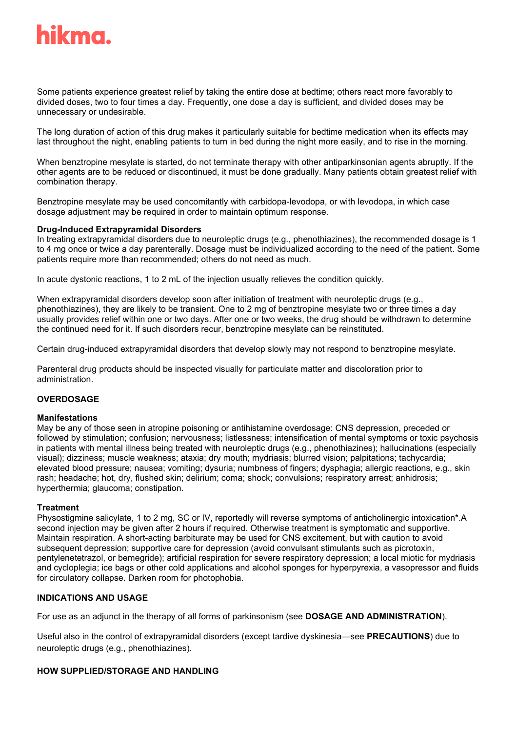Some patients experience greatest relief by taking the entire dose at bedtime; others react more favorably to divided doses, two to four times a day. Frequently, one dose a day is sufficient, and divided doses may be unnecessary or undesirable.

The long duration of action of this drug makes it particularly suitable for bedtime medication when its effects may last throughout the night, enabling patients to turn in bed during the night more easily, and to rise in the morning.

When benztropine mesylate is started, do not terminate therapy with other antiparkinsonian agents abruptly. If the other agents are to be reduced or discontinued, it must be done gradually. Many patients obtain greatest relief with combination therapy.

Benztropine mesylate may be used concomitantly with carbidopa-levodopa, or with levodopa, in which case dosage adjustment may be required in order to maintain optimum response.

**Drug-Induced Extrapyramidal Disorders**

In treating extrapyramidal disorders due to neuroleptic drugs (e.g., phenothiazines), the recommended dosage is 1 to 4 mg once or twice a day parenterally. Dosage must be individualized according to the need of the patient. Some patients require more than recommended; others do not need as much.

In acute dystonic reactions, 1 to 2 mL of the injection usually relieves the condition quickly.

When extrapyramidal disorders develop soon after initiation of treatment with neuroleptic drugs (e.g., phenothiazines), they are likely to be transient. One to 2 mg of benztropine mesylate two or three times a day usually provides relief within one or two days. After one or two weeks, the drug should be withdrawn to determine the continued need for it. If such disorders recur, benztropine mesylate can be reinstituted.

Certain drug-induced extrapyramidal disorders that develop slowly may not respond to benztropine mesylate.

Parenteral drug products should be inspected visually for particulate matter and discoloration prior to administration.

## OVERDOSAGE

**Manifestations**

May be any of those seen in atropine poisoning or antihistamine overdosage: CNS depression, preceded or followed by stimulation; confusion; nervousness; listlessness; intensification of mental symptoms or toxic psychosis in patients with mental illness being treated with neuroleptic drugs (e.g., phenothiazines); hallucinations (especially visual); dizziness; muscle weakness; ataxia; dry mouth; mydriasis; blurred vision; palpitations; tachycardia; elevated blood pressure; nausea; vomiting; dysuria; numbness of fingers; dysphagia; allergic reactions, e.g., skin rash; headache; hot, dry, flushed skin; delirium; coma; shock; convulsions; respiratory arrest; anhidrosis; hyperthermia; glaucoma; constipation.

**Treatment**

Physostigmine salicylate, 1 to 2 mg, SC or IV, reportedly will reverse symptoms of anticholinergic intoxication*.A second injection may be given after 2 hours if required. Otherwise treatment is symptomatic and supportive. Maintain respiration. A short-acting barbiturate may be used for CNS excitement, but with caution to avoid subsequent depression; supportive care for depression (avoid convulsant stimulants such as picrotoxin, pentylenetetrazol, or bemegride); artificial respiration for severe respiratory depression; a local miotic for mydriasis and cycloplegia; ice bags or other cold applications and alcohol sponges for hyperpyrexia, a vasopressor and fluids for circulatory collapse. Darken room for photophobia.

## INDICATIONS AND USAGE

For use as an adjunct in the therapy of all forms of parkinsonism (see **DOSAGE AND ADMINISTRATION**).

Useful also in the control of extrapyramidal disorders (except tardive dyskinesia—see **PRECAUTIONS**) due to neuroleptic drugs (e.g., phenothiazines).

## HOW SUPPLIED/STORAGE AND HANDLING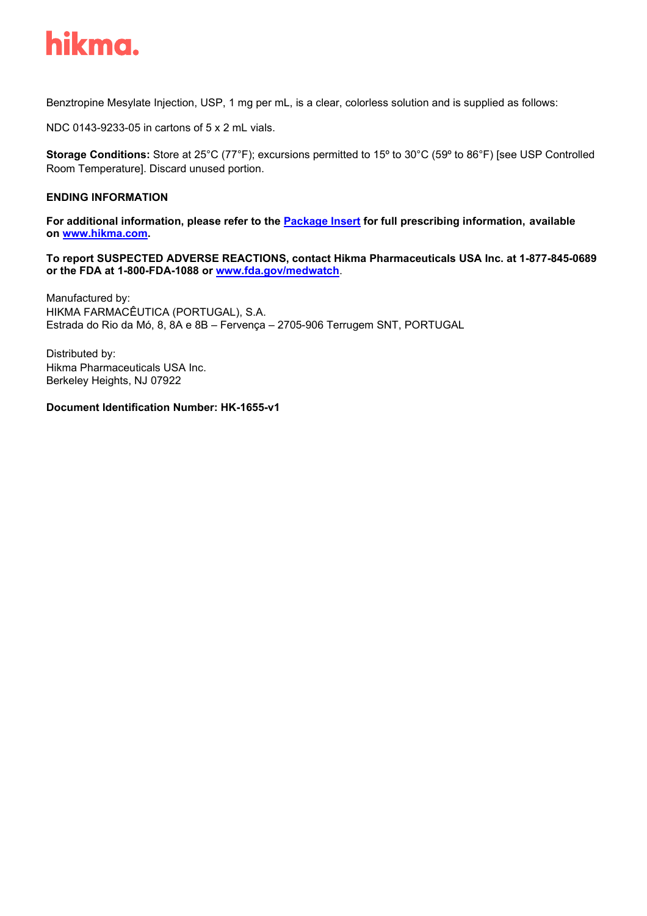Benztropine Mesylate Injection, USP, 1 mg per mL, is a clear, colorless solution and is supplied as follows:

NDC 0143-9233-05 in cartons of 5 x 2 mL vials.

**Storage Conditions:** Store at 25°C (77°F); excursions permitted to 15º to 30°C (59º to 86°F) [see USP Controlled Room Temperature]. Discard unused portion.

**ENDING INFORMATION**

**For additional information, please refer to the Package Insert for full prescribing information, available on www.hikma.com.**

**To report SUSPECTED ADVERSE REACTIONS, contact Hikma Pharmaceuticals USA Inc. at 1-877-845-0689 or the FDA at 1-800-FDA-1088 or www.fda.gov/medwatch.**

Manufactured by:
HIKMA FARMACÊUTICA (PORTUGAL), S.A.
Estrada do Rio da Mó, 8, 8A e 8B – Fervença – 2705-906 Terrugem SNT, PORTUGAL

Distributed by:
Hikma Pharmaceuticals USA Inc.
Berkeley Heights, NJ 07922

**Document Identification Number: HK-1655-v1**